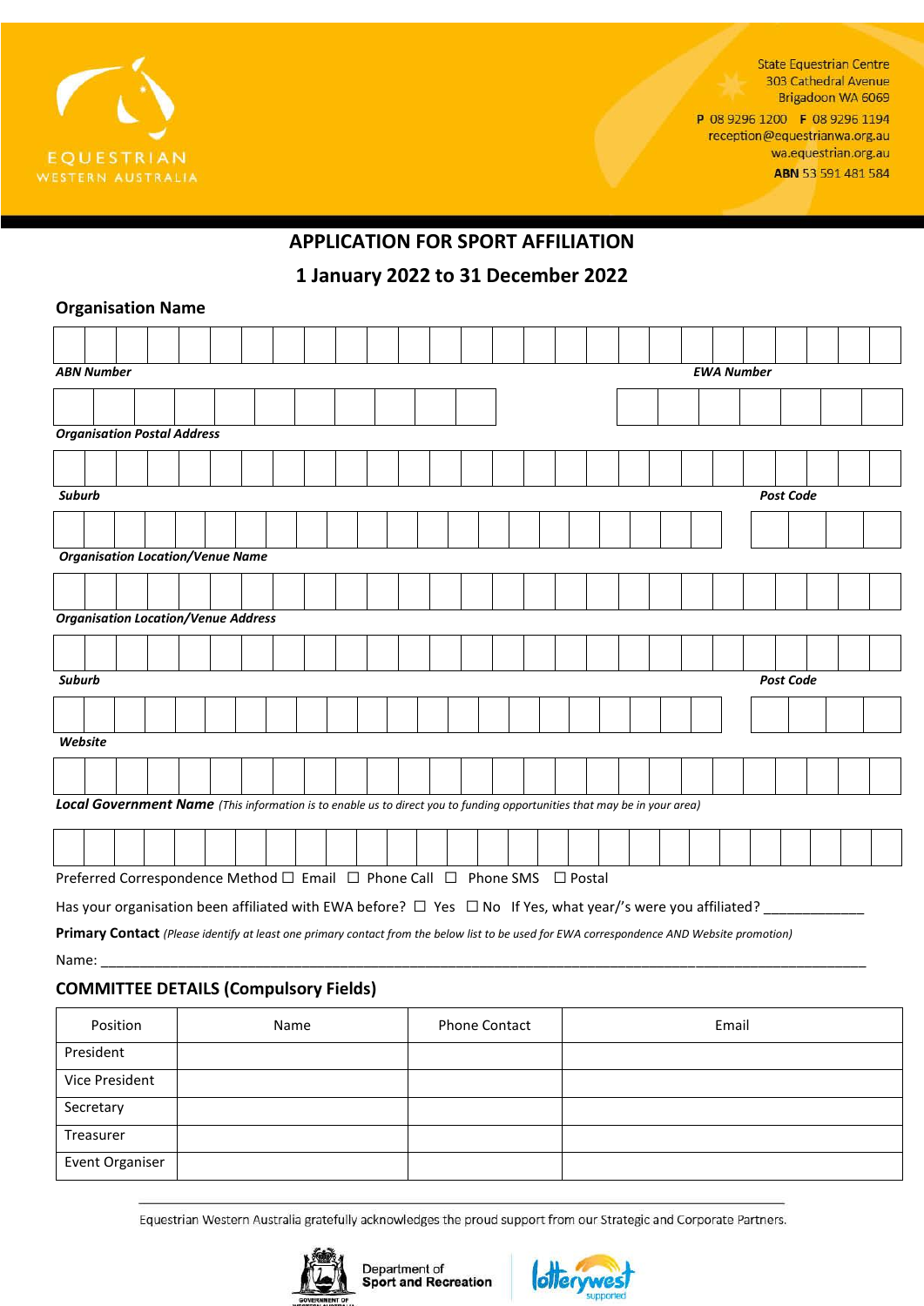State Equestrian Centre
303 Cathedral Avenue
Brigadoon WA 6069

P 08 9296 1200 F 08 9296 1194
reception@equestrianwa.org.au
wa.equestrian.org.au
**ABN** 53 591 481 584

# APPLICATION FOR SPORT AFFILIATION

## 1 January 2022 to 31 December 2022

### Organisation Name

***ABN Number*** | ***EWA Number***

***Organisation Postal Address***

***Suburb*** | ***Post Code***

***Organisation Location/Venue Name***

***Organisation Location/Venue Address***

***Suburb*** | ***Post Code***

***Website***

***Local Government Name*** *(This information is to enable us to direct you to funding opportunities that may be in your area)*

Preferred Correspondence Method ☐ Email ☐ Phone Call ☐ Phone SMS ☐ Postal

Has your organisation been affiliated with EWA before? ☐ Yes ☐ No If Yes, what year/'s were you affiliated? _____________

**Primary Contact** *(Please identify at least one primary contact from the below list to be used for EWA correspondence AND Website promotion)*

Name: ___________________________________________________________________________________________

### COMMITTEE DETAILS (Compulsory Fields)

| Position | Name | Phone Contact | Email |
|---|---|---|---|
| President | | | |
| Vice President | | | |
| Secretary | | | |
| Treasurer | | | |
| Event Organiser | | | |

Equestrian Western Australia gratefully acknowledges the proud support from our Strategic and Corporate Partners.

Department of Sport and Recreation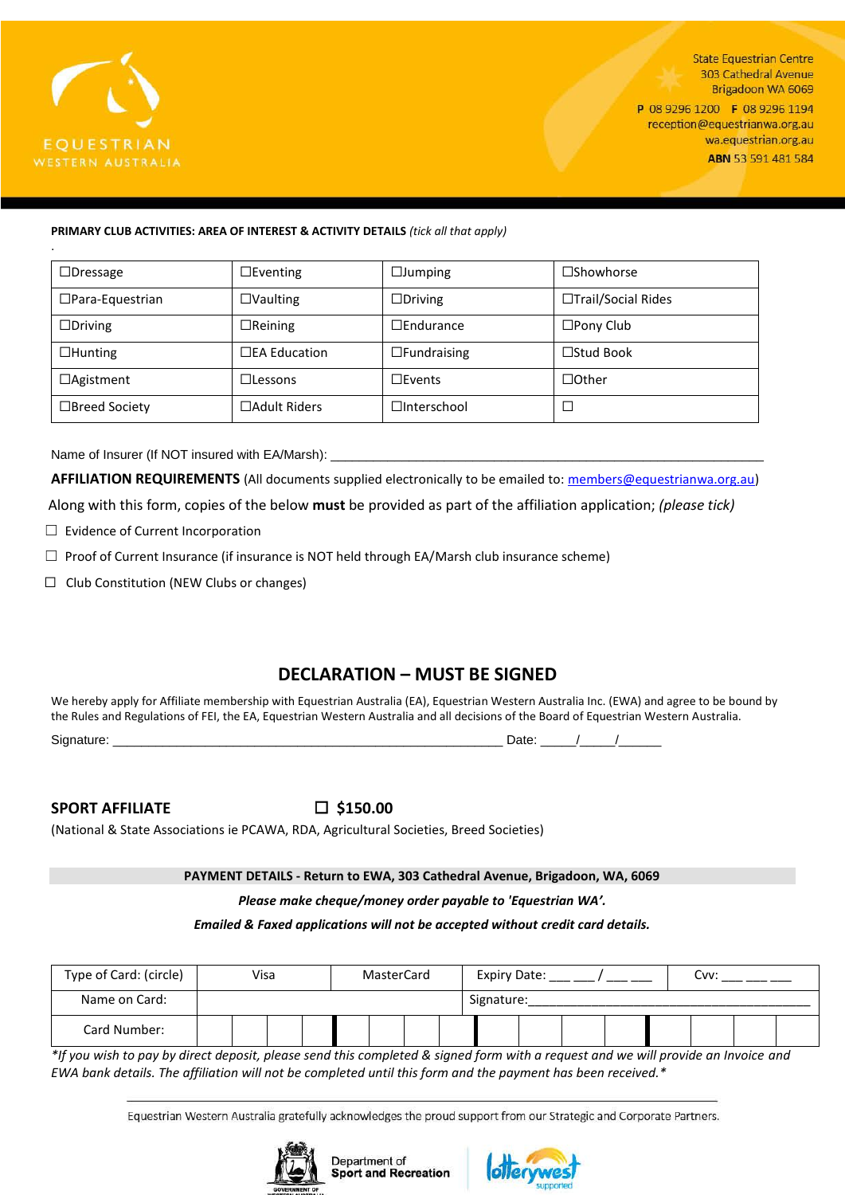State Equestrian Centre
303 Cathedral Avenue
Brigadoon WA 6069

**P** 08 9296 1200 **F** 08 9296 1194
reception@equestrianwa.org.au
wa.equestrian.org.au
**ABN** 53 591 481 584

**PRIMARY CLUB ACTIVITIES: AREA OF INTEREST & ACTIVITY DETAILS** *(tick all that apply)*

| | | | |
|---|---|---|---|
| ☐Dressage | ☐Eventing | ☐Jumping | ☐Showhorse |
| ☐Para-Equestrian | ☐Vaulting | ☐Driving | ☐Trail/Social Rides |
| ☐Driving | ☐Reining | ☐Endurance | ☐Pony Club |
| ☐Hunting | ☐EA Education | ☐Fundraising | ☐Stud Book |
| ☐Agistment | ☐Lessons | ☐Events | ☐Other |
| ☐Breed Society | ☐Adult Riders | ☐Interschool | ☐ |

Name of Insurer (If NOT insured with EA/Marsh): ___________________________________________________________

**AFFILIATION REQUIREMENTS** (All documents supplied electronically to be emailed to: members@equestrianwa.org.au)

Along with this form, copies of the below **must** be provided as part of the affiliation application; *(please tick)*

☐ Evidence of Current Incorporation

☐ Proof of Current Insurance (if insurance is NOT held through EA/Marsh club insurance scheme)

☐ Club Constitution (NEW Clubs or changes)

## DECLARATION – MUST BE SIGNED

We hereby apply for Affiliate membership with Equestrian Australia (EA), Equestrian Western Australia Inc. (EWA) and agree to be bound by the Rules and Regulations of FEI, the EA, Equestrian Western Australia and all decisions of the Board of Equestrian Western Australia.

Signature: _______________________________________________________ Date: _____/_____/______

**SPORT AFFILIATE** ☐ **$150.00**

(National & State Associations ie PCAWA, RDA, Agricultural Societies, Breed Societies)

**PAYMENT DETAILS - Return to EWA, 303 Cathedral Avenue, Brigadoon, WA, 6069**

***Please make cheque/money order payable to 'Equestrian WA'.***

***Emailed & Faxed applications will not be accepted without credit card details.***

| | | | | |
|---|---|---|---|---|
| Type of Card: (circle) | Visa | MasterCard | Expiry Date: ___ ___ / ___ ___ | Cvv: ___ ___ ___ |
| Name on Card: | | | Signature:___________________________________ | |
| Card Number: | | | | |

*\*If you wish to pay by direct deposit, please send this completed & signed form with a request and we will provide an Invoice and EWA bank details. The affiliation will not be completed until this form and the payment has been received.\**

Equestrian Western Australia gratefully acknowledges the proud support from our Strategic and Corporate Partners.

Department of Sport and Recreation

lotterywest supported